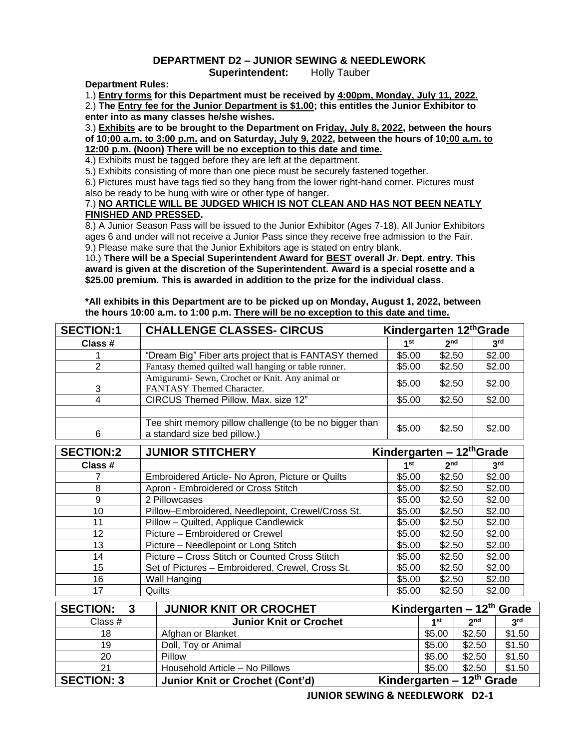# DEPARTMENT D2 – JUNIOR SEWING & NEEDLEWORK

**Superintendent:** Holly Tauber

**Department Rules:**

1.) **Entry forms for this Department must be received by 4:00pm, Monday, July 11, 2022.**

2.) **The Entry fee for the Junior Department is $1.00; this entitles the Junior Exhibitor to enter into as many classes he/she wishes.**

3.) **Exhibits are to be brought to the Department on Friday, July 8, 2022, between the hours of 10:00 a.m. to 3:00 p.m. and on Saturday, July 9, 2022, between the hours of 10:00 a.m. to 12:00 p.m. (Noon) There will be no exception to this date and time.**

4.) Exhibits must be tagged before they are left at the department.

5.) Exhibits consisting of more than one piece must be securely fastened together.

6.) Pictures must have tags tied so they hang from the lower right-hand corner. Pictures must also be ready to be hung with wire or other type of hanger.

7.) **NO ARTICLE WILL BE JUDGED WHICH IS NOT CLEAN AND HAS NOT BEEN NEATLY FINISHED AND PRESSED.**

8.) A Junior Season Pass will be issued to the Junior Exhibitor (Ages 7-18). All Junior Exhibitors ages 6 and under will not receive a Junior Pass since they receive free admission to the Fair.

9.) Please make sure that the Junior Exhibitors age is stated on entry blank.

10.) **There will be a Special Superintendent Award for BEST overall Jr. Dept. entry. This award is given at the discretion of the Superintendent. Award is a special rosette and a $25.00 premium. This is awarded in addition to the prize for the individual class**.

**\*All exhibits in this Department are to be picked up on Monday, August 1, 2022, between the hours 10:00 a.m. to 1:00 p.m. There will be no exception to this date and time.**

| SECTION:1 | CHALLENGE CLASSES- CIRCUS | Kindergarten 12th Grade | | |
|---|---|---|---|---|
| Class # | | 1st | 2nd | 3rd |
| 1 | "Dream Big" Fiber arts project that is FANTASY themed | $5.00 | $2.50 | $2.00 |
| 2 | Fantasy themed quilted wall hanging or table runner. | $5.00 | $2.50 | $2.00 |
| 3 | Amigurumi- Sewn, Crochet or Knit. Any animal or FANTASY Themed Character. | $5.00 | $2.50 | $2.00 |
| 4 | CIRCUS Themed Pillow. Max. size 12" | $5.00 | $2.50 | $2.00 |
| | | | | |
| 6 | Tee shirt memory pillow challenge (to be no bigger than a standard size bed pillow.) | $5.00 | $2.50 | $2.00 |

| SECTION:2 | JUNIOR STITCHERY | Kindergarten – 12th Grade | | |
|---|---|---|---|---|
| Class # | | 1st | 2nd | 3rd |
| 7 | Embroidered Article- No Apron, Picture or Quilts | $5.00 | $2.50 | $2.00 |
| 8 | Apron - Embroidered or Cross Stitch | $5.00 | $2.50 | $2.00 |
| 9 | 2 Pillowcases | $5.00 | $2.50 | $2.00 |
| 10 | Pillow–Embroidered, Needlepoint, Crewel/Cross St. | $5.00 | $2.50 | $2.00 |
| 11 | Pillow – Quilted, Applique Candlewick | $5.00 | $2.50 | $2.00 |
| 12 | Picture – Embroidered or Crewel | $5.00 | $2.50 | $2.00 |
| 13 | Picture – Needlepoint or Long Stitch | $5.00 | $2.50 | $2.00 |
| 14 | Picture – Cross Stitch or Counted Cross Stitch | $5.00 | $2.50 | $2.00 |
| 15 | Set of Pictures – Embroidered, Crewel, Cross St. | $5.00 | $2.50 | $2.00 |
| 16 | Wall Hanging | $5.00 | $2.50 | $2.00 |
| 17 | Quilts | $5.00 | $2.50 | $2.00 |

| SECTION: 3 | JUNIOR KNIT OR CROCHET | Kindergarten – 12th Grade | | |
|---|---|---|---|---|
| Class # | Junior Knit or Crochet | 1st | 2nd | 3rd |
| 18 | Afghan or Blanket | $5.00 | $2.50 | $1.50 |
| 19 | Doll, Toy or Animal | $5.00 | $2.50 | $1.50 |
| 20 | Pillow | $5.00 | $2.50 | $1.50 |
| 21 | Household Article – No Pillows | $5.00 | $2.50 | $1.50 |

| SECTION: 3 | Junior Knit or Crochet (Cont'd) | Kindergarten – 12th Grade |
|---|---|---|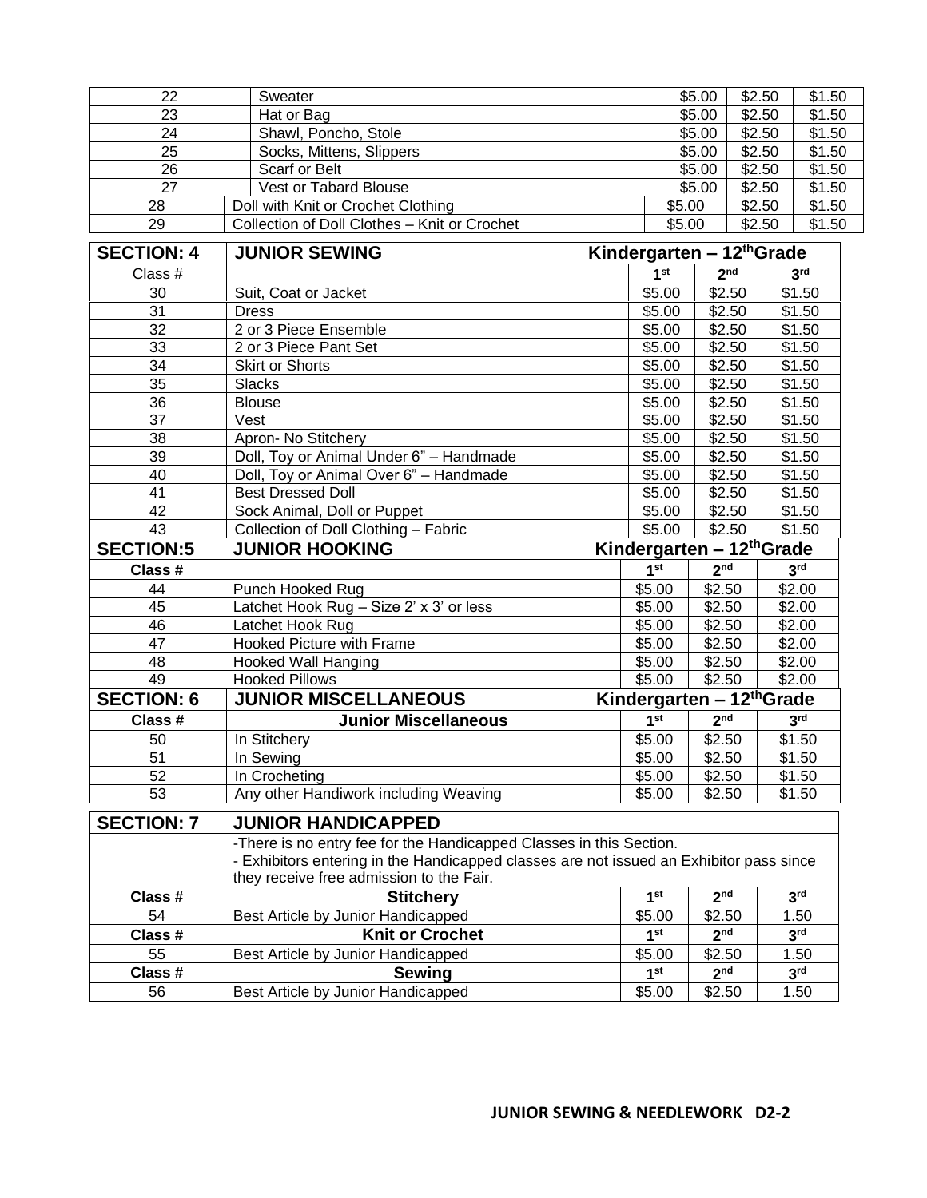| | | | | |
|---|---|---|---|---|
| 22 | Sweater | $5.00 | $2.50 | $1.50 |
| 23 | Hat or Bag | $5.00 | $2.50 | $1.50 |
| 24 | Shawl, Poncho, Stole | $5.00 | $2.50 | $1.50 |
| 25 | Socks, Mittens, Slippers | $5.00 | $2.50 | $1.50 |
| 26 | Scarf or Belt | $5.00 | $2.50 | $1.50 |
| 27 | Vest or Tabard Blouse | $5.00 | $2.50 | $1.50 |
| 28 | Doll with Knit or Crochet Clothing | $5.00 | $2.50 | $1.50 |
| 29 | Collection of Doll Clothes – Knit or Crochet | $5.00 | $2.50 | $1.50 |

| **SECTION: 4** | **JUNIOR SEWING** | **Kindergarten – 12th Grade** | | |
|---|---|---|---|---|
| Class # | | 1st | 2nd | 3rd |
| 30 | Suit, Coat or Jacket | $5.00 | $2.50 | $1.50 |
| 31 | Dress | $5.00 | $2.50 | $1.50 |
| 32 | 2 or 3 Piece Ensemble | $5.00 | $2.50 | $1.50 |
| 33 | 2 or 3 Piece Pant Set | $5.00 | $2.50 | $1.50 |
| 34 | Skirt or Shorts | $5.00 | $2.50 | $1.50 |
| 35 | Slacks | $5.00 | $2.50 | $1.50 |
| 36 | Blouse | $5.00 | $2.50 | $1.50 |
| 37 | Vest | $5.00 | $2.50 | $1.50 |
| 38 | Apron- No Stitchery | $5.00 | $2.50 | $1.50 |
| 39 | Doll, Toy or Animal Under 6" – Handmade | $5.00 | $2.50 | $1.50 |
| 40 | Doll, Toy or Animal Over 6" – Handmade | $5.00 | $2.50 | $1.50 |
| 41 | Best Dressed Doll | $5.00 | $2.50 | $1.50 |
| 42 | Sock Animal, Doll or Puppet | $5.00 | $2.50 | $1.50 |
| 43 | Collection of Doll Clothing – Fabric | $5.00 | $2.50 | $1.50 |

| **SECTION:5** | **JUNIOR HOOKING** | **Kindergarten – 12th Grade** | | |
|---|---|---|---|---|
| **Class #** | | **1st** | **2nd** | **3rd** |
| 44 | Punch Hooked Rug | $5.00 | $2.50 | $2.00 |
| 45 | Latchet Hook Rug – Size 2' x 3' or less | $5.00 | $2.50 | $2.00 |
| 46 | Latchet Hook Rug | $5.00 | $2.50 | $2.00 |
| 47 | Hooked Picture with Frame | $5.00 | $2.50 | $2.00 |
| 48 | Hooked Wall Hanging | $5.00 | $2.50 | $2.00 |
| 49 | Hooked Pillows | $5.00 | $2.50 | $2.00 |

| **SECTION: 6** | **JUNIOR MISCELLANEOUS** | **Kindergarten – 12th Grade** | | |
|---|---|---|---|---|
| **Class #** | **Junior Miscellaneous** | **1st** | **2nd** | **3rd** |
| 50 | In Stitchery | $5.00 | $2.50 | $1.50 |
| 51 | In Sewing | $5.00 | $2.50 | $1.50 |
| 52 | In Crocheting | $5.00 | $2.50 | $1.50 |
| 53 | Any other Handiwork including Weaving | $5.00 | $2.50 | $1.50 |

| **SECTION: 7** | **JUNIOR HANDICAPPED** | | | |
|---|---|---|---|---|
| | -There is no entry fee for the Handicapped Classes in this Section.<br>- Exhibitors entering in the Handicapped classes are not issued an Exhibitor pass since they receive free admission to the Fair. | | | |
| **Class #** | **Stitchery** | **1st** | **2nd** | **3rd** |
| 54 | Best Article by Junior Handicapped | $5.00 | $2.50 | 1.50 |
| **Class #** | **Knit or Crochet** | **1st** | **2nd** | **3rd** |
| 55 | Best Article by Junior Handicapped | $5.00 | $2.50 | 1.50 |
| **Class #** | **Sewing** | **1st** | **2nd** | **3rd** |
| 56 | Best Article by Junior Handicapped | $5.00 | $2.50 | 1.50 |